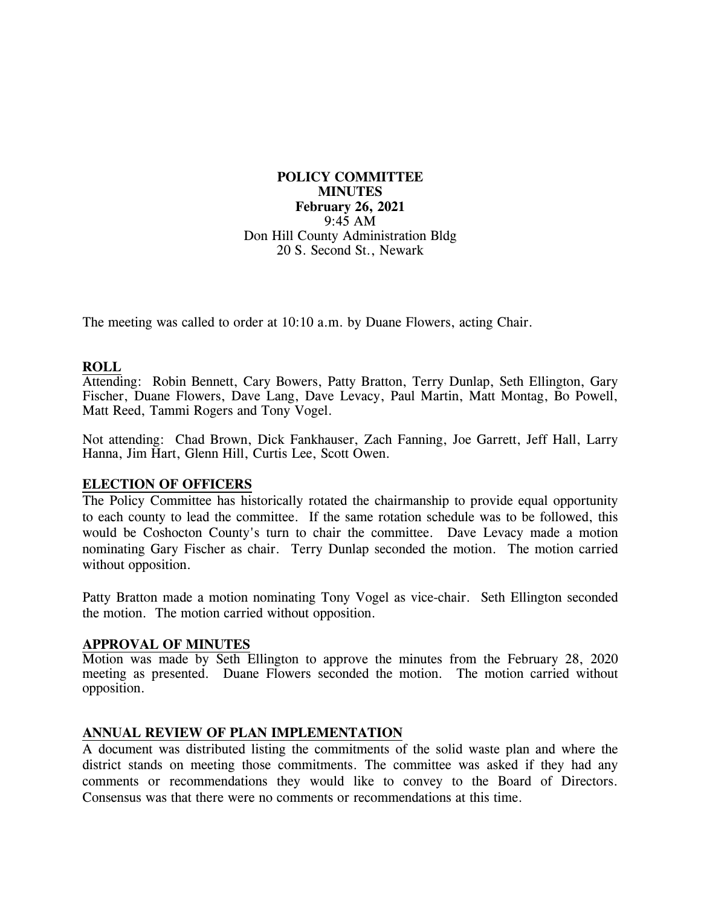**POLICY COMMITTEE**
**MINUTES**
**February 26, 2021**
9:45 AM
Don Hill County Administration Bldg
20 S. Second St., Newark

The meeting was called to order at 10:10 a.m. by Duane Flowers, acting Chair.

## ROLL

Attending: Robin Bennett, Cary Bowers, Patty Bratton, Terry Dunlap, Seth Ellington, Gary Fischer, Duane Flowers, Dave Lang, Dave Levacy, Paul Martin, Matt Montag, Bo Powell, Matt Reed, Tammi Rogers and Tony Vogel.

Not attending: Chad Brown, Dick Fankhauser, Zach Fanning, Joe Garrett, Jeff Hall, Larry Hanna, Jim Hart, Glenn Hill, Curtis Lee, Scott Owen.

## ELECTION OF OFFICERS

The Policy Committee has historically rotated the chairmanship to provide equal opportunity to each county to lead the committee. If the same rotation schedule was to be followed, this would be Coshocton County's turn to chair the committee. Dave Levacy made a motion nominating Gary Fischer as chair. Terry Dunlap seconded the motion. The motion carried without opposition.

Patty Bratton made a motion nominating Tony Vogel as vice-chair. Seth Ellington seconded the motion. The motion carried without opposition.

## APPROVAL OF MINUTES

Motion was made by Seth Ellington to approve the minutes from the February 28, 2020 meeting as presented. Duane Flowers seconded the motion. The motion carried without opposition.

## ANNUAL REVIEW OF PLAN IMPLEMENTATION

A document was distributed listing the commitments of the solid waste plan and where the district stands on meeting those commitments. The committee was asked if they had any comments or recommendations they would like to convey to the Board of Directors. Consensus was that there were no comments or recommendations at this time.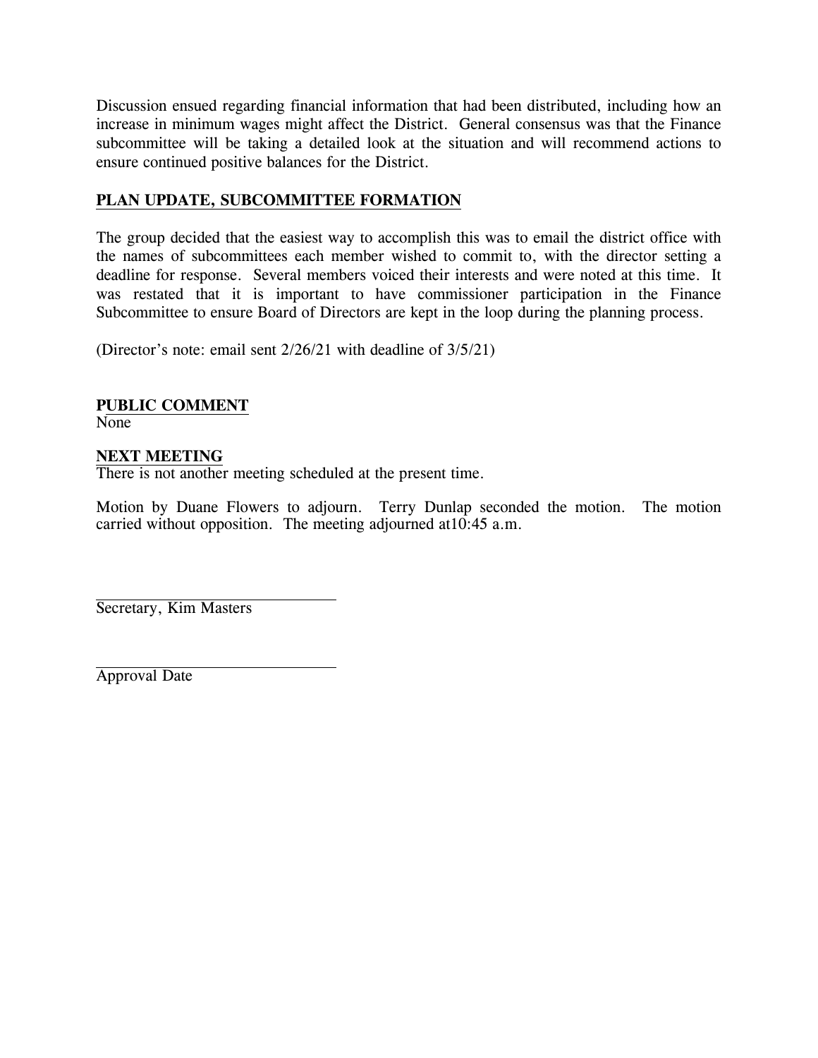Discussion ensued regarding financial information that had been distributed, including how an increase in minimum wages might affect the District. General consensus was that the Finance subcommittee will be taking a detailed look at the situation and will recommend actions to ensure continued positive balances for the District.

**PLAN UPDATE, SUBCOMMITTEE FORMATION**

The group decided that the easiest way to accomplish this was to email the district office with the names of subcommittees each member wished to commit to, with the director setting a deadline for response. Several members voiced their interests and were noted at this time. It was restated that it is important to have commissioner participation in the Finance Subcommittee to ensure Board of Directors are kept in the loop during the planning process.

(Director's note: email sent 2/26/21 with deadline of 3/5/21)

**PUBLIC COMMENT**
None

**NEXT MEETING**
There is not another meeting scheduled at the present time.

Motion by Duane Flowers to adjourn. Terry Dunlap seconded the motion. The motion carried without opposition. The meeting adjourned at10:45 a.m.

\_\_\_\_\_\_\_\_\_\_\_\_\_\_\_\_\_\_\_\_\_\_\_\_\_\_\_\_
Secretary, Kim Masters

\_\_\_\_\_\_\_\_\_\_\_\_\_\_\_\_\_\_\_\_\_\_\_\_\_\_\_\_
Approval Date